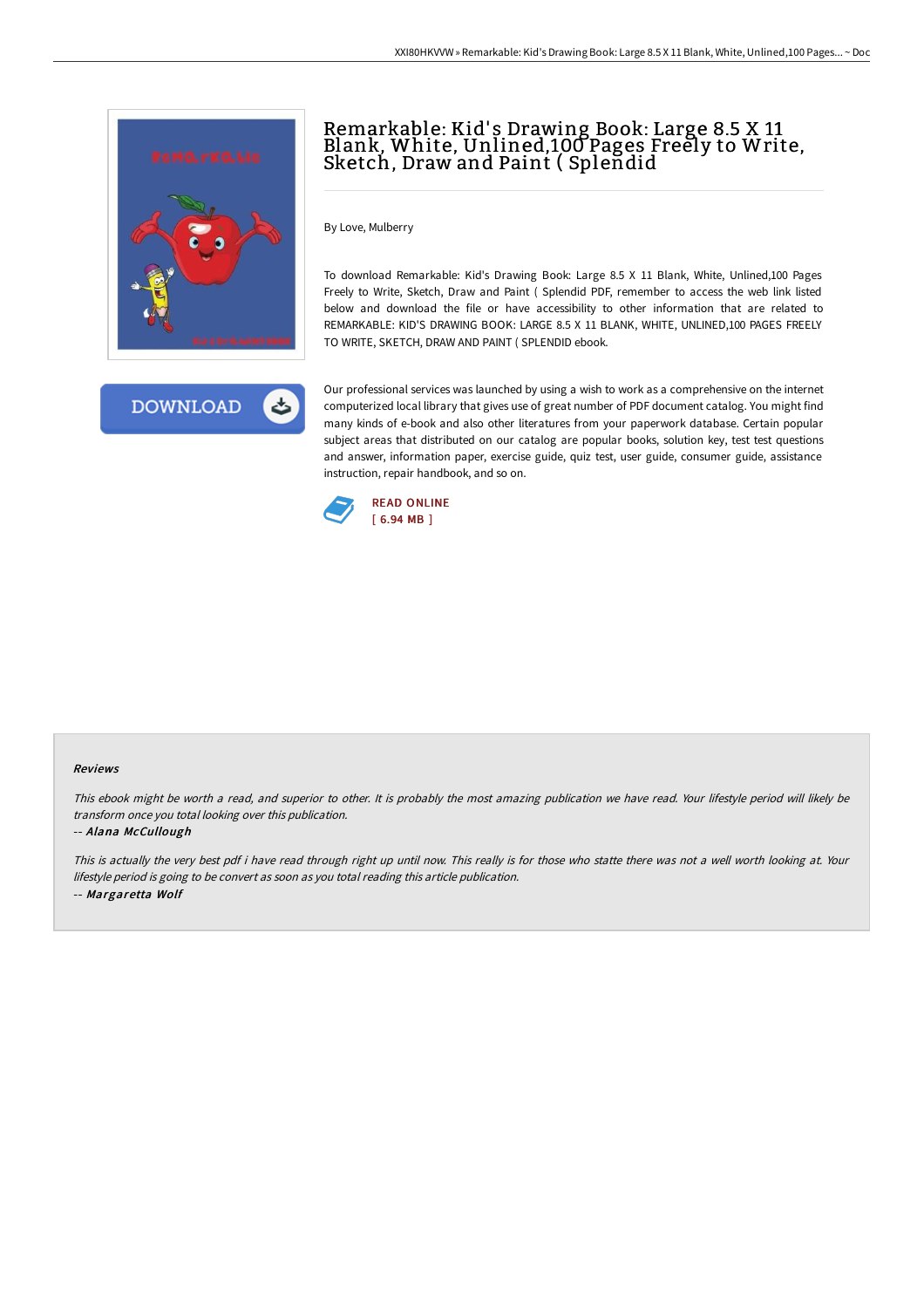# Remarkable: Kid's Drawing Book: Large 8.5 X 11 Blank, White, Unlined,100 Pages Freely to Write, Sketch, Draw and Paint ( Splendid

By Love, Mulberry

To download Remarkable: Kid's Drawing Book: Large 8.5 X 11 Blank, White, Unlined,100 Pages Freely to Write, Sketch, Draw and Paint ( Splendid PDF, remember to access the web link listed below and download the file or have accessibility to other information that are related to REMARKABLE: KID'S DRAWING BOOK: LARGE 8.5 X 11 BLANK, WHITE, UNLINED,100 PAGES FREELY TO WRITE, SKETCH, DRAW AND PAINT ( SPLENDID ebook.

DOWNLOAD

Our professional services was launched by using a wish to work as a comprehensive on the internet computerized local library that gives use of great number of PDF document catalog. You might find many kinds of e-book and also other literatures from your paperwork database. Certain popular subject areas that distributed on our catalog are popular books, solution key, test test questions and answer, information paper, exercise guide, quiz test, user guide, consumer guide, assistance instruction, repair handbook, and so on.

READ ONLINE
[ 6.94 MB ]

### Reviews

*This ebook might be worth a read, and superior to other. It is probably the most amazing publication we have read. Your lifestyle period will likely be transform once you total looking over this publication.*

-- *Alana McCullough*

*This is actually the very best pdf i have read through right up until now. This really is for those who statte there was not a well worth looking at. Your lifestyle period is going to be convert as soon as you total reading this article publication.*

-- *Margaretta Wolf*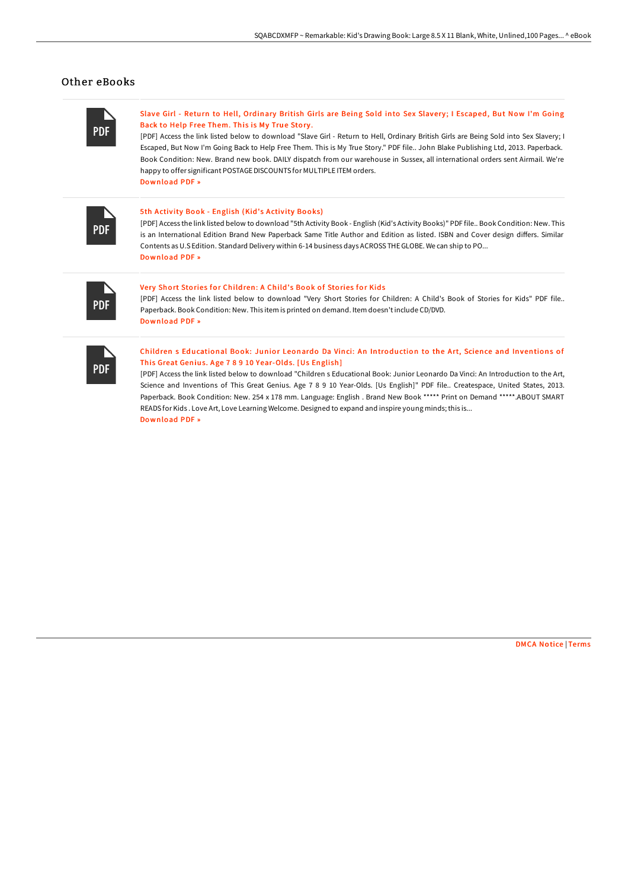## Other eBooks

**Slave Girl - Return to Hell, Ordinary British Girls are Being Sold into Sex Slavery; I Escaped, But Now I'm Going Back to Help Free Them. This is My True Story.**

[PDF] Access the link listed below to download "Slave Girl - Return to Hell, Ordinary British Girls are Being Sold into Sex Slavery; I Escaped, But Now I'm Going Back to Help Free Them. This is My True Story." PDF file.. John Blake Publishing Ltd, 2013. Paperback. Book Condition: New. Brand new book. DAILY dispatch from our warehouse in Sussex, all international orders sent Airmail. We're happy to offer significant POSTAGE DISCOUNTS for MULTIPLE ITEM orders.

Download PDF »

**5th Activity Book - English (Kid's Activity Books)**

[PDF] Access the link listed below to download "5th Activity Book - English (Kid's Activity Books)" PDF file.. Book Condition: New. This is an International Edition Brand New Paperback Same Title Author and Edition as listed. ISBN and Cover design differs. Similar Contents as U.S Edition. Standard Delivery within 6-14 business days ACROSS THE GLOBE. We can ship to PO...

Download PDF »

**Very Short Stories for Children: A Child's Book of Stories for Kids**

[PDF] Access the link listed below to download "Very Short Stories for Children: A Child's Book of Stories for Kids" PDF file.. Paperback. Book Condition: New. This item is printed on demand. Item doesn't include CD/DVD.

Download PDF »

**Children s Educational Book: Junior Leonardo Da Vinci: An Introduction to the Art, Science and Inventions of This Great Genius. Age 7 8 9 10 Year-Olds. [Us English]**

[PDF] Access the link listed below to download "Children s Educational Book: Junior Leonardo Da Vinci: An Introduction to the Art, Science and Inventions of This Great Genius. Age 7 8 9 10 Year-Olds. [Us English]" PDF file.. Createspace, United States, 2013. Paperback. Book Condition: New. 254 x 178 mm. Language: English . Brand New Book ***** Print on Demand *****.ABOUT SMART READS for Kids . Love Art, Love Learning Welcome. Designed to expand and inspire young minds; this is...

Download PDF »

DMCA Notice | Terms